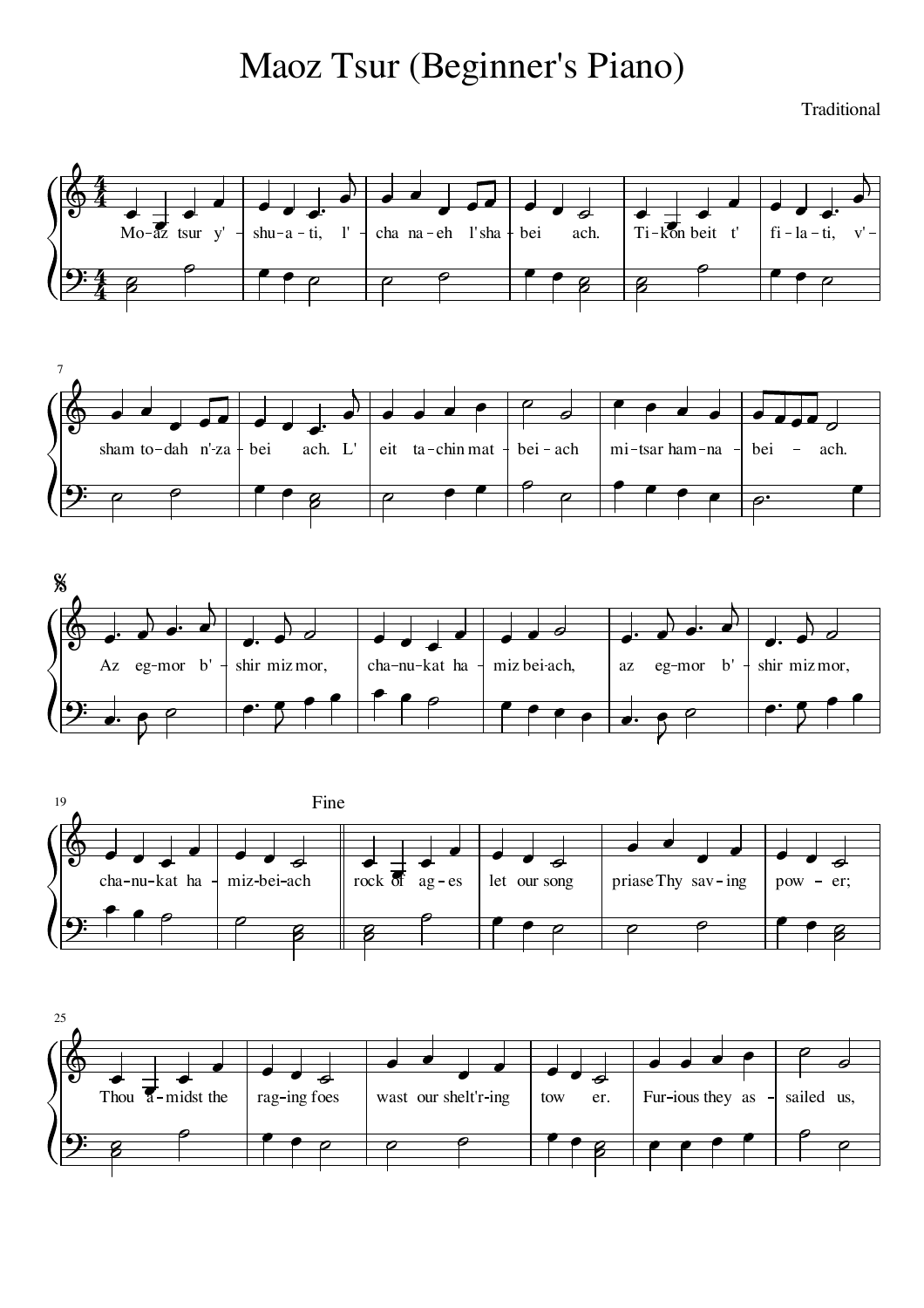# Maoz Tsur (Beginner's Piano)

Traditional

Mo–az tsur y' – shu–a–ti, l' – cha na–eh l'sha – bei ach. Ti–kon beit t' fi–la–ti, v'–

sham to–dah n'za – bei ach. L' eit ta–chin mat – bei–ach mi–tsar ham–na – bei – ach.

Az eg–mor b' – shir miz mor, cha–nu–kat ha – miz bei·ach, az eg–mor b' – shir miz mor,

cha–nu–kat ha – miz–bei–ach

Fine

rock of ag – es let our song priase Thy sav – ing pow – er;

Thou a – midst the rag–ing foes wast our shelt'r–ing tow er. Fur–ious they as – sailed us,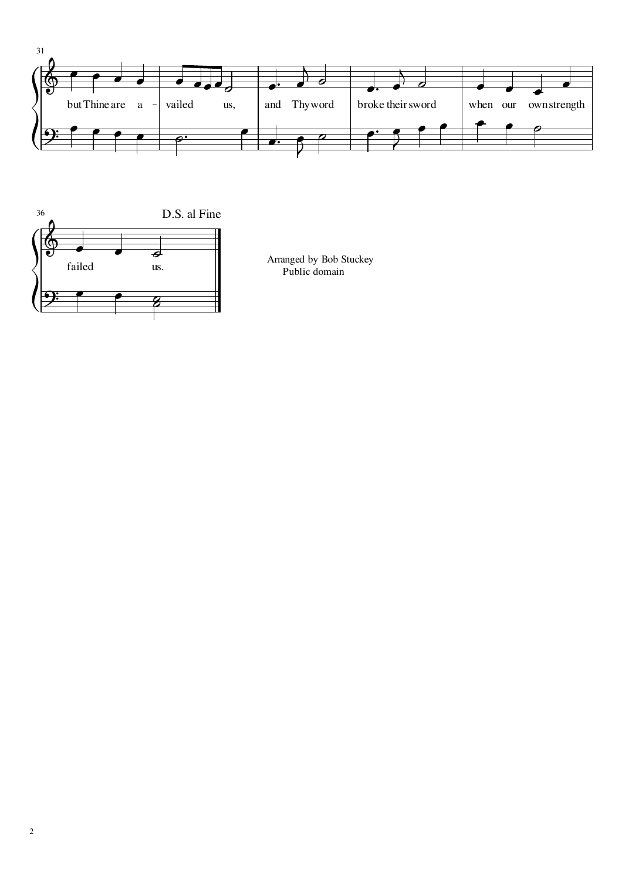Arranged by Bob Stuckey
Public domain